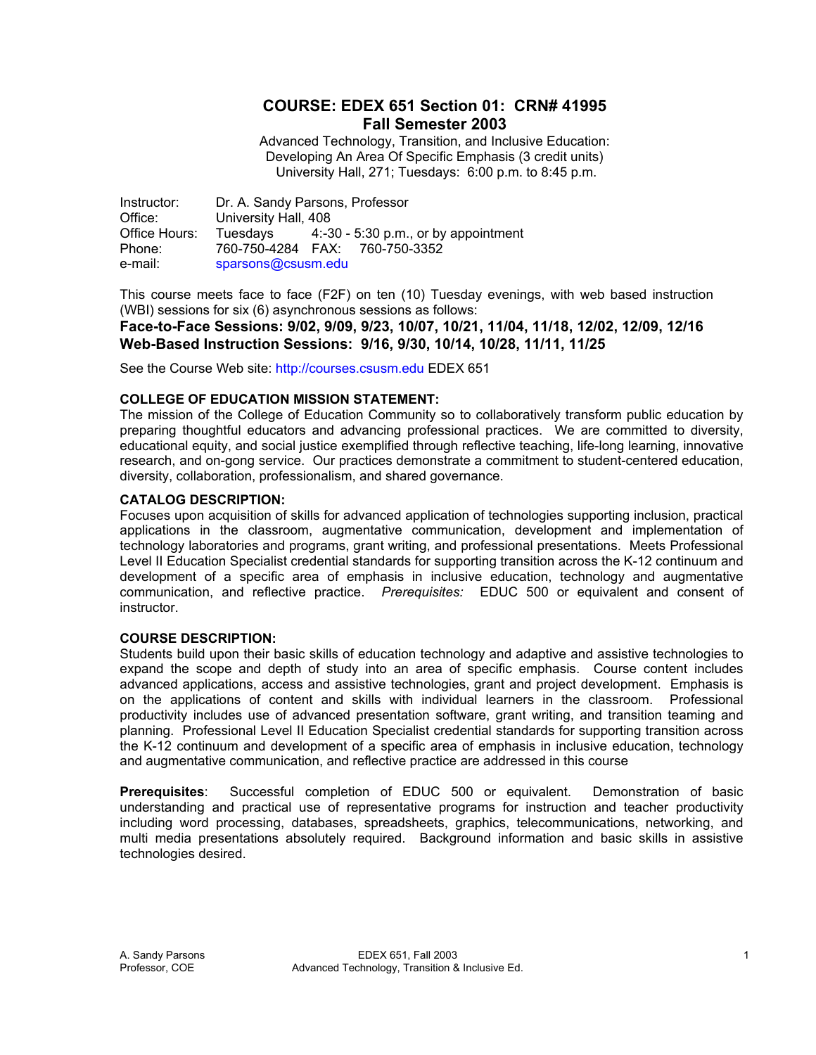# COURSE: EDEX 651 Section 01: CRN# 41995
## Fall Semester 2003

Advanced Technology, Transition, and Inclusive Education:
Developing An Area Of Specific Emphasis (3 credit units)
University Hall, 271; Tuesdays: 6:00 p.m. to 8:45 p.m.

Instructor: Dr. A. Sandy Parsons, Professor
Office: University Hall, 408
Office Hours: Tuesdays 4:-30 - 5:30 p.m., or by appointment
Phone: 760-750-4284 FAX: 760-750-3352
e-mail: sparsons@csusm.edu

This course meets face to face (F2F) on ten (10) Tuesday evenings, with web based instruction (WBI) sessions for six (6) asynchronous sessions as follows:

**Face-to-Face Sessions: 9/02, 9/09, 9/23, 10/07, 10/21, 11/04, 11/18, 12/02, 12/09, 12/16**
**Web-Based Instruction Sessions: 9/16, 9/30, 10/14, 10/28, 11/11, 11/25**

See the Course Web site: http://courses.csusm.edu EDEX 651

### COLLEGE OF EDUCATION MISSION STATEMENT:

The mission of the College of Education Community so to collaboratively transform public education by preparing thoughtful educators and advancing professional practices. We are committed to diversity, educational equity, and social justice exemplified through reflective teaching, life-long learning, innovative research, and on-gong service. Our practices demonstrate a commitment to student-centered education, diversity, collaboration, professionalism, and shared governance.

### CATALOG DESCRIPTION:

Focuses upon acquisition of skills for advanced application of technologies supporting inclusion, practical applications in the classroom, augmentative communication, development and implementation of technology laboratories and programs, grant writing, and professional presentations. Meets Professional Level II Education Specialist credential standards for supporting transition across the K-12 continuum and development of a specific area of emphasis in inclusive education, technology and augmentative communication, and reflective practice. *Prerequisites:* EDUC 500 or equivalent and consent of instructor.

### COURSE DESCRIPTION:

Students build upon their basic skills of education technology and adaptive and assistive technologies to expand the scope and depth of study into an area of specific emphasis. Course content includes advanced applications, access and assistive technologies, grant and project development. Emphasis is on the applications of content and skills with individual learners in the classroom. Professional productivity includes use of advanced presentation software, grant writing, and transition teaming and planning. Professional Level II Education Specialist credential standards for supporting transition across the K-12 continuum and development of a specific area of emphasis in inclusive education, technology and augmentative communication, and reflective practice are addressed in this course

**Prerequisites**: Successful completion of EDUC 500 or equivalent. Demonstration of basic understanding and practical use of representative programs for instruction and teacher productivity including word processing, databases, spreadsheets, graphics, telecommunications, networking, and multi media presentations absolutely required. Background information and basic skills in assistive technologies desired.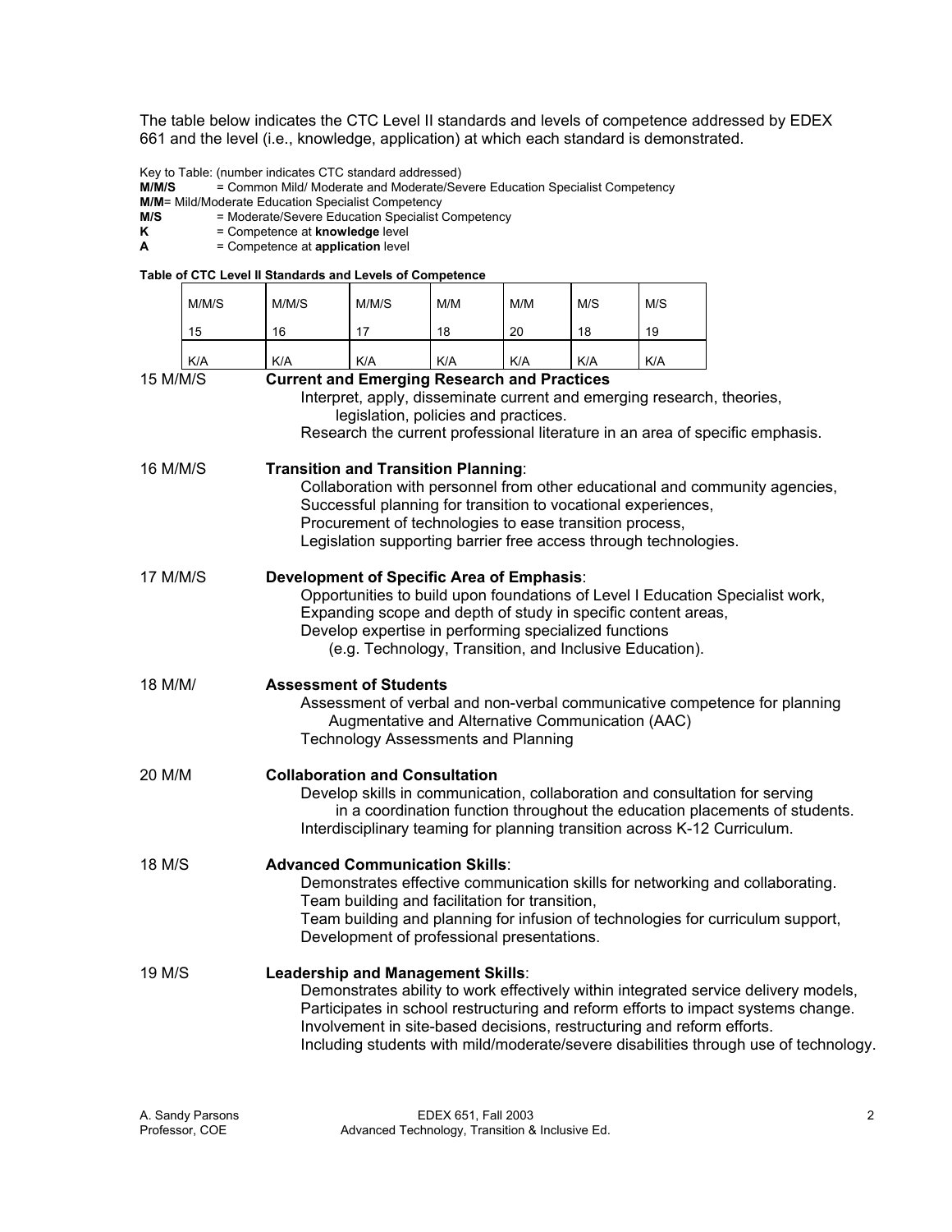The table below indicates the CTC Level II standards and levels of competence addressed by EDEX 661 and the level (i.e., knowledge, application) at which each standard is demonstrated.

Key to Table: (number indicates CTC standard addressed)
**M/M/S** = Common Mild/ Moderate and Moderate/Severe Education Specialist Competency
**M/M**= Mild/Moderate Education Specialist Competency
**M/S** = Moderate/Severe Education Specialist Competency
**K** = Competence at **knowledge** level
**A** = Competence at **application** level

**Table of CTC Level II Standards and Levels of Competence**

| M/M/S | M/M/S | M/M/S | M/M | M/M | M/S | M/S |
|---|---|---|---|---|---|---|
| 15 | 16 | 17 | 18 | 20 | 18 | 19 |
| K/A | K/A | K/A | K/A | K/A | K/A | K/A |

15 M/M/S **Current and Emerging Research and Practices**
Interpret, apply, disseminate current and emerging research, theories, legislation, policies and practices.
Research the current professional literature in an area of specific emphasis.

16 M/M/S **Transition and Transition Planning**:
Collaboration with personnel from other educational and community agencies,
Successful planning for transition to vocational experiences,
Procurement of technologies to ease transition process,
Legislation supporting barrier free access through technologies.

17 M/M/S **Development of Specific Area of Emphasis**:
Opportunities to build upon foundations of Level I Education Specialist work,
Expanding scope and depth of study in specific content areas,
Develop expertise in performing specialized functions (e.g. Technology, Transition, and Inclusive Education).

18 M/M/ **Assessment of Students**
Assessment of verbal and non-verbal communicative competence for planning Augmentative and Alternative Communication (AAC)
Technology Assessments and Planning

20 M/M **Collaboration and Consultation**
Develop skills in communication, collaboration and consultation for serving in a coordination function throughout the education placements of students.
Interdisciplinary teaming for planning transition across K-12 Curriculum.

18 M/S **Advanced Communication Skills**:
Demonstrates effective communication skills for networking and collaborating.
Team building and facilitation for transition,
Team building and planning for infusion of technologies for curriculum support,
Development of professional presentations.

19 M/S **Leadership and Management Skills**:
Demonstrates ability to work effectively within integrated service delivery models,
Participates in school restructuring and reform efforts to impact systems change.
Involvement in site-based decisions, restructuring and reform efforts.
Including students with mild/moderate/severe disabilities through use of technology.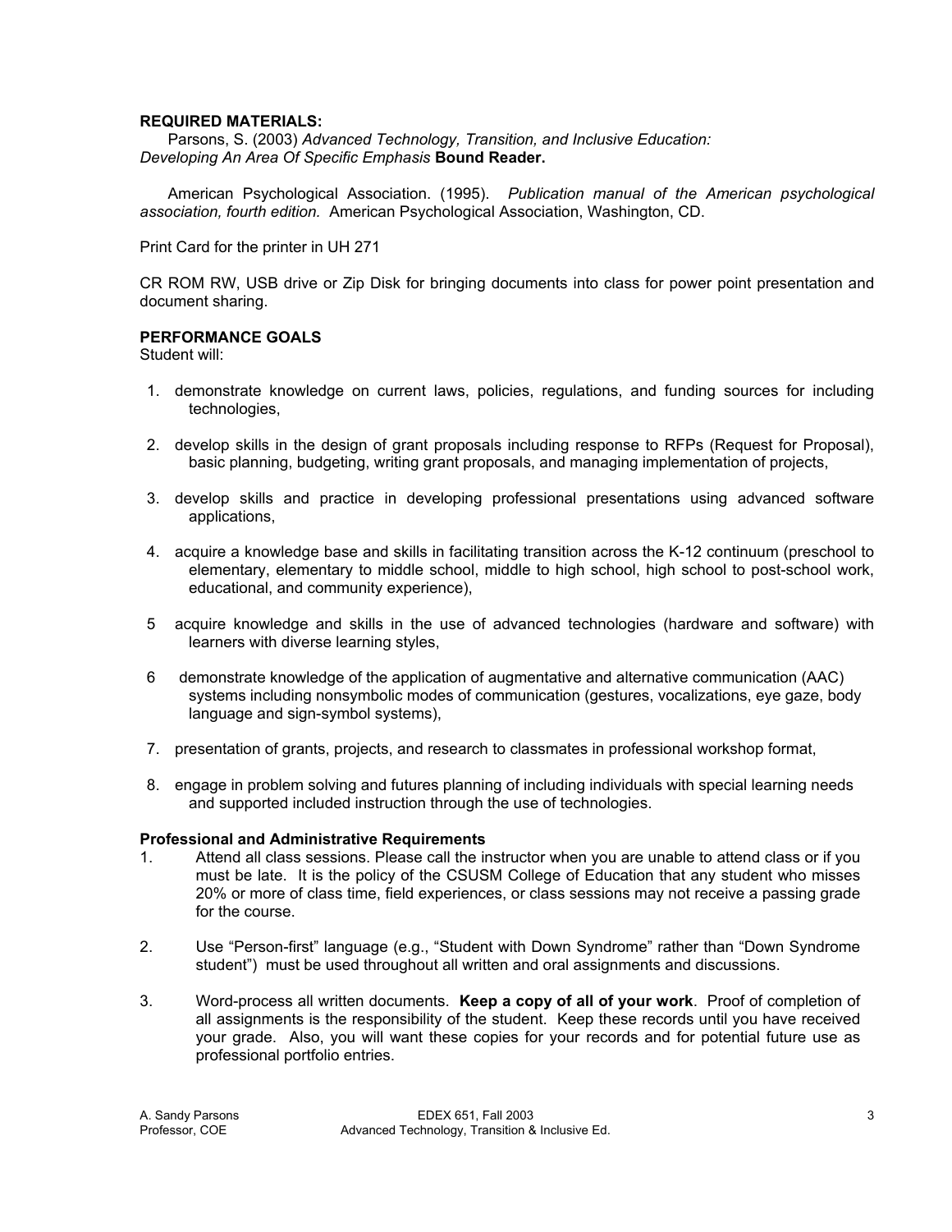**REQUIRED MATERIALS:**

Parsons, S. (2003) *Advanced Technology, Transition, and Inclusive Education: Developing An Area Of Specific Emphasis* **Bound Reader.**

American Psychological Association. (1995). *Publication manual of the American psychological association, fourth edition.* American Psychological Association, Washington, CD.

Print Card for the printer in UH 271

CR ROM RW, USB drive or Zip Disk for bringing documents into class for power point presentation and document sharing.

**PERFORMANCE GOALS**

Student will:

1. demonstrate knowledge on current laws, policies, regulations, and funding sources for including technologies,
2. develop skills in the design of grant proposals including response to RFPs (Request for Proposal), basic planning, budgeting, writing grant proposals, and managing implementation of projects,
3. develop skills and practice in developing professional presentations using advanced software applications,
4. acquire a knowledge base and skills in facilitating transition across the K-12 continuum (preschool to elementary, elementary to middle school, middle to high school, high school to post-school work, educational, and community experience),
5. acquire knowledge and skills in the use of advanced technologies (hardware and software) with learners with diverse learning styles,
6. demonstrate knowledge of the application of augmentative and alternative communication (AAC) systems including nonsymbolic modes of communication (gestures, vocalizations, eye gaze, body language and sign-symbol systems),
7. presentation of grants, projects, and research to classmates in professional workshop format,
8. engage in problem solving and futures planning of including individuals with special learning needs and supported included instruction through the use of technologies.

**Professional and Administrative Requirements**

1. Attend all class sessions. Please call the instructor when you are unable to attend class or if you must be late. It is the policy of the CSUSM College of Education that any student who misses 20% or more of class time, field experiences, or class sessions may not receive a passing grade for the course.
2. Use "Person-first" language (e.g., "Student with Down Syndrome" rather than "Down Syndrome student") must be used throughout all written and oral assignments and discussions.
3. Word-process all written documents. **Keep a copy of all of your work**. Proof of completion of all assignments is the responsibility of the student. Keep these records until you have received your grade. Also, you will want these copies for your records and for potential future use as professional portfolio entries.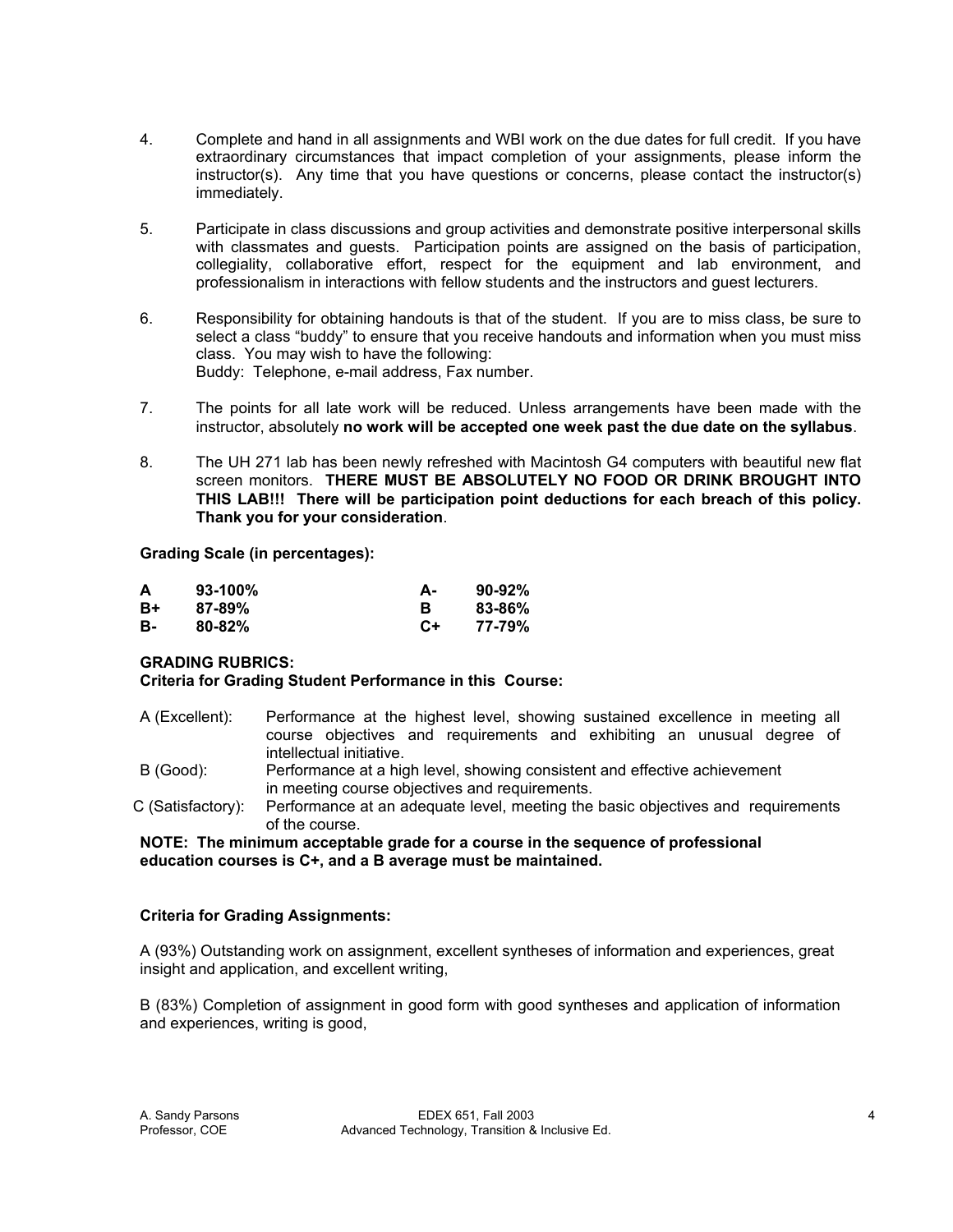4. Complete and hand in all assignments and WBI work on the due dates for full credit. If you have extraordinary circumstances that impact completion of your assignments, please inform the instructor(s). Any time that you have questions or concerns, please contact the instructor(s) immediately.

5. Participate in class discussions and group activities and demonstrate positive interpersonal skills with classmates and guests. Participation points are assigned on the basis of participation, collegiality, collaborative effort, respect for the equipment and lab environment, and professionalism in interactions with fellow students and the instructors and guest lecturers.

6. Responsibility for obtaining handouts is that of the student. If you are to miss class, be sure to select a class "buddy" to ensure that you receive handouts and information when you must miss class. You may wish to have the following:
   Buddy: Telephone, e-mail address, Fax number.

7. The points for all late work will be reduced. Unless arrangements have been made with the instructor, absolutely **no work will be accepted one week past the due date on the syllabus**.

8. The UH 271 lab has been newly refreshed with Macintosh G4 computers with beautiful new flat screen monitors. **THERE MUST BE ABSOLUTELY NO FOOD OR DRINK BROUGHT INTO THIS LAB!!! There will be participation point deductions for each breach of this policy. Thank you for your consideration**.

**Grading Scale (in percentages):**

| | | | |
|---|---|---|---|
| **A** | **93-100%** | **A-** | **90-92%** |
| **B+** | **87-89%** | **B** | **83-86%** |
| **B-** | **80-82%** | **C+** | **77-79%** |

**GRADING RUBRICS:**
**Criteria for Grading Student Performance in this Course:**

A (Excellent): Performance at the highest level, showing sustained excellence in meeting all course objectives and requirements and exhibiting an unusual degree of intellectual initiative.

B (Good): Performance at a high level, showing consistent and effective achievement in meeting course objectives and requirements.

C (Satisfactory): Performance at an adequate level, meeting the basic objectives and requirements of the course.

**NOTE: The minimum acceptable grade for a course in the sequence of professional education courses is C+, and a B average must be maintained.**

**Criteria for Grading Assignments:**

A (93%) Outstanding work on assignment, excellent syntheses of information and experiences, great insight and application, and excellent writing,

B (83%) Completion of assignment in good form with good syntheses and application of information and experiences, writing is good,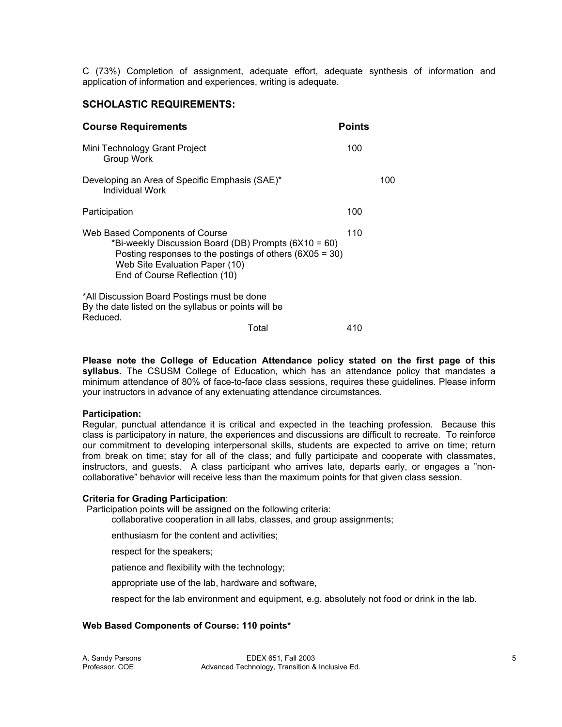C (73%) Completion of assignment, adequate effort, adequate synthesis of information and application of information and experiences, writing is adequate.

## SCHOLASTIC REQUIREMENTS:

| Course Requirements | Points |
|---|---|
| Mini Technology Grant Project<br>Group Work | 100 |
| Developing an Area of Specific Emphasis (SAE)*<br>Individual Work | 100 |
| Participation | 100 |
| Web Based Components of Course<br>*Bi-weekly Discussion Board (DB) Prompts (6X10 = 60)<br>Posting responses to the postings of others (6X05 = 30)<br>Web Site Evaluation Paper (10)<br>End of Course Reflection (10) | 110 |
| *All Discussion Board Postings must be done By the date listed on the syllabus or points will be Reduced.<br>Total | 410 |

**Please note the College of Education Attendance policy stated on the first page of this syllabus.** The CSUSM College of Education, which has an attendance policy that mandates a minimum attendance of 80% of face-to-face class sessions, requires these guidelines. Please inform your instructors in advance of any extenuating attendance circumstances.

**Participation:**
Regular, punctual attendance it is critical and expected in the teaching profession. Because this class is participatory in nature, the experiences and discussions are difficult to recreate. To reinforce our commitment to developing interpersonal skills, students are expected to arrive on time; return from break on time; stay for all of the class; and fully participate and cooperate with classmates, instructors, and guests. A class participant who arrives late, departs early, or engages a "non-collaborative" behavior will receive less than the maximum points for that given class session.

**Criteria for Grading Participation**:
Participation points will be assigned on the following criteria:

- collaborative cooperation in all labs, classes, and group assignments;
- enthusiasm for the content and activities;
- respect for the speakers;
- patience and flexibility with the technology;
- appropriate use of the lab, hardware and software,
- respect for the lab environment and equipment, e.g. absolutely not food or drink in the lab.

**Web Based Components of Course: 110 points***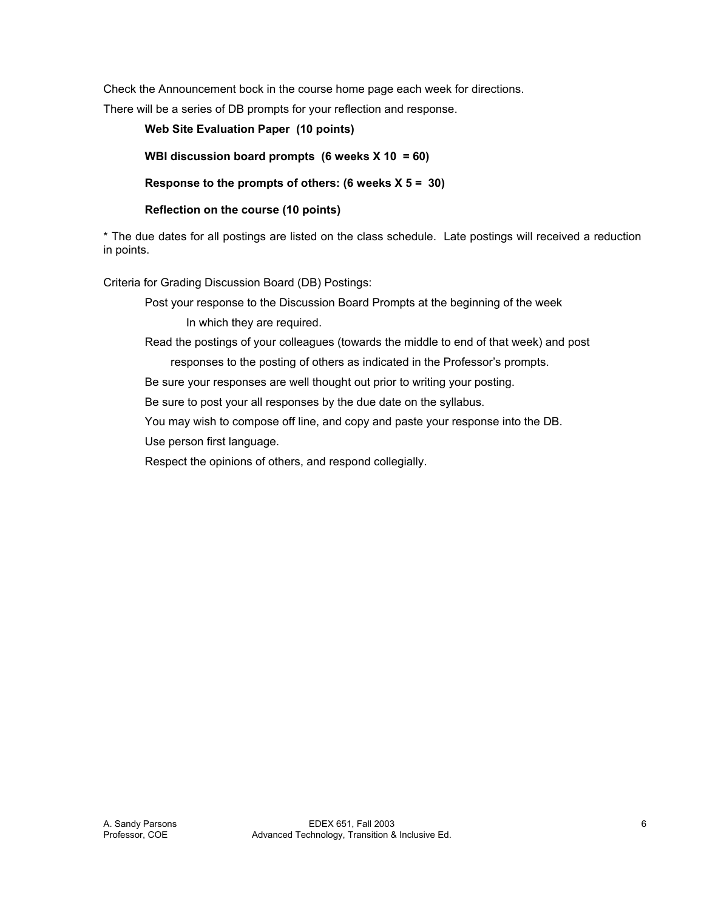Check the Announcement bock in the course home page each week for directions.

There will be a series of DB prompts for your reflection and response.

**Web Site Evaluation Paper (10 points)**

**WBI discussion board prompts (6 weeks X 10 = 60)**

**Response to the prompts of others: (6 weeks X 5 = 30)**

**Reflection on the course (10 points)**

* The due dates for all postings are listed on the class schedule. Late postings will received a reduction in points.

Criteria for Grading Discussion Board (DB) Postings:

Post your response to the Discussion Board Prompts at the beginning of the week In which they are required.

Read the postings of your colleagues (towards the middle to end of that week) and post responses to the posting of others as indicated in the Professor's prompts.

Be sure your responses are well thought out prior to writing your posting.

Be sure to post your all responses by the due date on the syllabus.

You may wish to compose off line, and copy and paste your response into the DB.

Use person first language.

Respect the opinions of others, and respond collegially.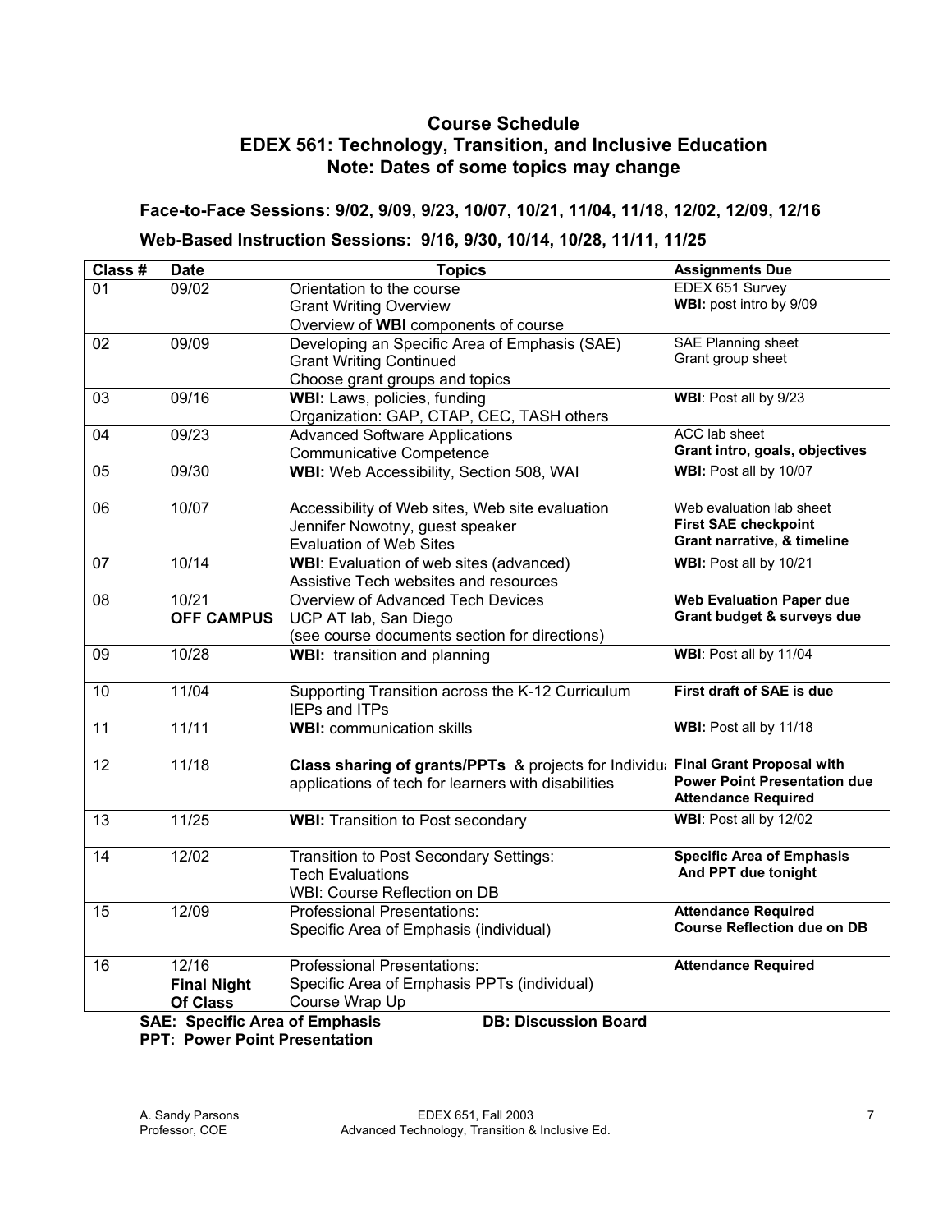# Course Schedule
# EDEX 561: Technology, Transition, and Inclusive Education
# Note: Dates of some topics may change

**Face-to-Face Sessions: 9/02, 9/09, 9/23, 10/07, 10/21, 11/04, 11/18, 12/02, 12/09, 12/16**

**Web-Based Instruction Sessions: 9/16, 9/30, 10/14, 10/28, 11/11, 11/25**

| Class # | Date | Topics | Assignments Due |
|---|---|---|---|
| 01 | 09/02 | Orientation to the course<br>Grant Writing Overview<br>Overview of **WBI** components of course | EDEX 651 Survey<br>**WBI:** post intro by 9/09 |
| 02 | 09/09 | Developing an Specific Area of Emphasis (SAE)<br>Grant Writing Continued<br>Choose grant groups and topics | SAE Planning sheet<br>Grant group sheet |
| 03 | 09/16 | **WBI:** Laws, policies, funding<br>Organization: GAP, CTAP, CEC, TASH others | **WBI**: Post all by 9/23 |
| 04 | 09/23 | Advanced Software Applications<br>Communicative Competence | ACC lab sheet<br>**Grant intro, goals, objectives** |
| 05 | 09/30 | **WBI:** Web Accessibility, Section 508, WAI | **WBI:** Post all by 10/07 |
| 06 | 10/07 | Accessibility of Web sites, Web site evaluation<br>Jennifer Nowotny, guest speaker<br>Evaluation of Web Sites | Web evaluation lab sheet<br>**First SAE checkpoint**<br>**Grant narrative, & timeline** |
| 07 | 10/14 | **WBI**: Evaluation of web sites (advanced)<br>Assistive Tech websites and resources | **WBI:** Post all by 10/21 |
| 08 | 10/21<br>**OFF CAMPUS** | Overview of Advanced Tech Devices<br>UCP AT lab, San Diego<br>(see course documents section for directions) | **Web Evaluation Paper due**<br>**Grant budget & surveys due** |
| 09 | 10/28 | **WBI:** transition and planning | **WBI**: Post all by 11/04 |
| 10 | 11/04 | Supporting Transition across the K-12 Curriculum<br>IEPs and ITPs | **First draft of SAE is due** |
| 11 | 11/11 | **WBI:** communication skills | **WBI:** Post all by 11/18 |
| 12 | 11/18 | **Class sharing of grants/PPTs** & projects for Individu applications of tech for learners with disabilities | **Final Grant Proposal with Power Point Presentation due**<br>**Attendance Required** |
| 13 | 11/25 | **WBI:** Transition to Post secondary | **WBI**: Post all by 12/02 |
| 14 | 12/02 | Transition to Post Secondary Settings:<br>Tech Evaluations<br>WBI: Course Reflection on DB | **Specific Area of Emphasis And PPT due tonight** |
| 15 | 12/09 | Professional Presentations:<br>Specific Area of Emphasis (individual) | **Attendance Required**<br>**Course Reflection due on DB** |
| 16 | 12/16<br>**Final Night Of Class** | Professional Presentations:<br>Specific Area of Emphasis PPTs (individual)<br>Course Wrap Up | **Attendance Required** |

**SAE: Specific Area of Emphasis** **DB: Discussion Board**
**PPT: Power Point Presentation**

A. Sandy Parsons
Professor, COE

EDEX 651, Fall 2003
Advanced Technology, Transition & Inclusive Ed.